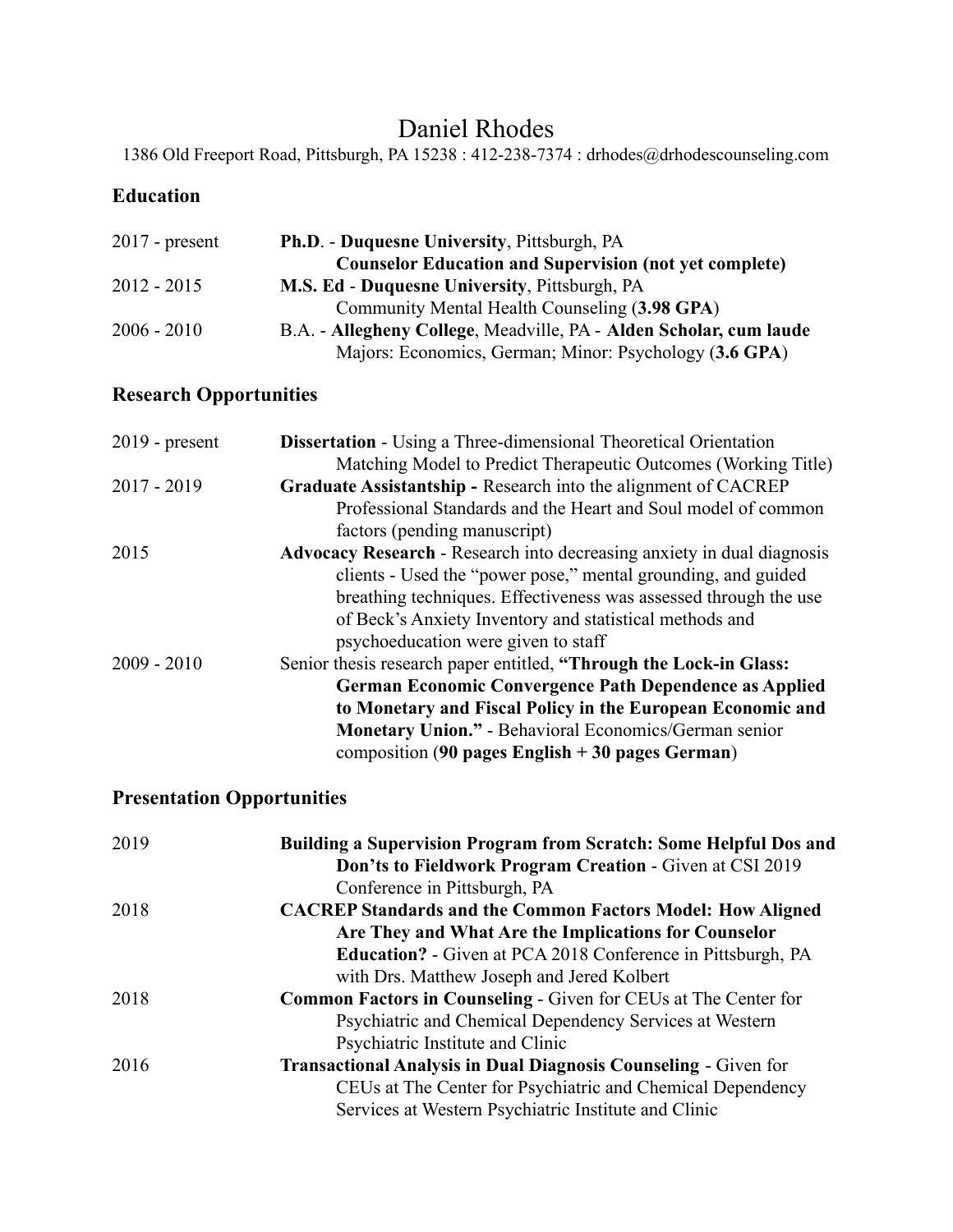# Daniel Rhodes

1386 Old Freeport Road, Pittsburgh, PA 15238 : 412-238-7374 : drhodes@drhodescounseling.com

## Education

2017 - present — **Ph.D**. - **Duquesne University**, Pittsburgh, PA
**Counselor Education and Supervision (not yet complete)**

2012 - 2015 — **M.S. Ed** - **Duquesne University**, Pittsburgh, PA
Community Mental Health Counseling (**3.98 GPA**)

2006 - 2010 — B.A. - **Allegheny College**, Meadville, PA - **Alden Scholar, cum laude**
Majors: Economics, German; Minor: Psychology (**3.6 GPA**)

## Research Opportunities

2019 - present — **Dissertation** - Using a Three-dimensional Theoretical Orientation Matching Model to Predict Therapeutic Outcomes (Working Title)

2017 - 2019 — **Graduate Assistantship -** Research into the alignment of CACREP Professional Standards and the Heart and Soul model of common factors (pending manuscript)

2015 — **Advocacy Research** - Research into decreasing anxiety in dual diagnosis clients - Used the "power pose," mental grounding, and guided breathing techniques. Effectiveness was assessed through the use of Beck's Anxiety Inventory and statistical methods and psychoeducation were given to staff

2009 - 2010 — Senior thesis research paper entitled, **"Through the Lock-in Glass: German Economic Convergence Path Dependence as Applied to Monetary and Fiscal Policy in the European Economic and Monetary Union."** - Behavioral Economics/German senior composition (**90 pages English + 30 pages German**)

## Presentation Opportunities

2019 — **Building a Supervision Program from Scratch: Some Helpful Dos and Don'ts to Fieldwork Program Creation** - Given at CSI 2019 Conference in Pittsburgh, PA

2018 — **CACREP Standards and the Common Factors Model: How Aligned Are They and What Are the Implications for Counselor Education?** - Given at PCA 2018 Conference in Pittsburgh, PA with Drs. Matthew Joseph and Jered Kolbert

2018 — **Common Factors in Counseling** - Given for CEUs at The Center for Psychiatric and Chemical Dependency Services at Western Psychiatric Institute and Clinic

2016 — **Transactional Analysis in Dual Diagnosis Counseling** - Given for CEUs at The Center for Psychiatric and Chemical Dependency Services at Western Psychiatric Institute and Clinic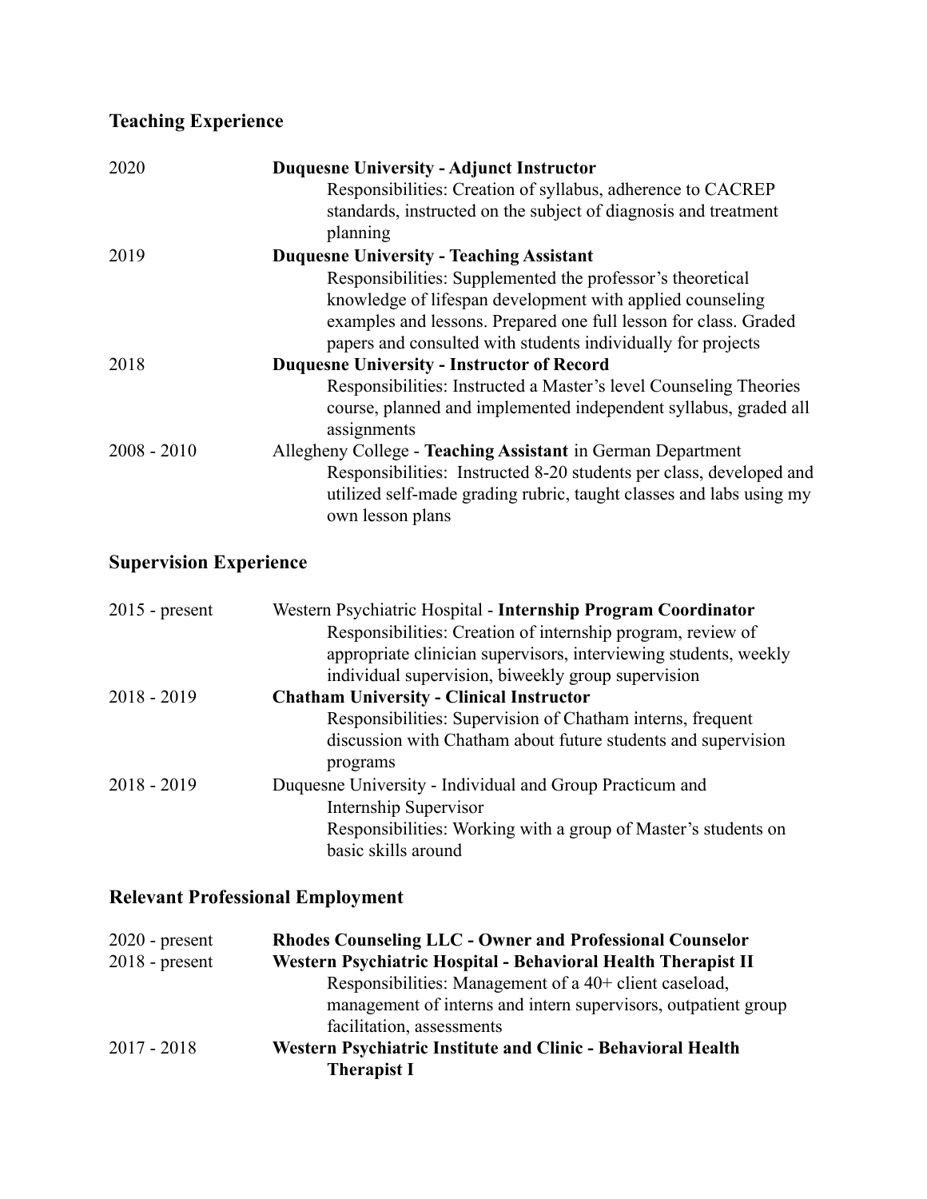## Teaching Experience

2020 — **Duquesne University - Adjunct Instructor**
Responsibilities: Creation of syllabus, adherence to CACREP standards, instructed on the subject of diagnosis and treatment planning

2019 — **Duquesne University - Teaching Assistant**
Responsibilities: Supplemented the professor's theoretical knowledge of lifespan development with applied counseling examples and lessons. Prepared one full lesson for class. Graded papers and consulted with students individually for projects

2018 — **Duquesne University - Instructor of Record**
Responsibilities: Instructed a Master's level Counseling Theories course, planned and implemented independent syllabus, graded all assignments

2008 - 2010 — Allegheny College - **Teaching Assistant** in German Department
Responsibilities: Instructed 8-20 students per class, developed and utilized self-made grading rubric, taught classes and labs using my own lesson plans

## Supervision Experience

2015 - present — Western Psychiatric Hospital - **Internship Program Coordinator**
Responsibilities: Creation of internship program, review of appropriate clinician supervisors, interviewing students, weekly individual supervision, biweekly group supervision

2018 - 2019 — **Chatham University - Clinical Instructor**
Responsibilities: Supervision of Chatham interns, frequent discussion with Chatham about future students and supervision programs

2018 - 2019 — Duquesne University - Individual and Group Practicum and Internship Supervisor
Responsibilities: Working with a group of Master's students on basic skills around

## Relevant Professional Employment

2020 - present — **Rhodes Counseling LLC - Owner and Professional Counselor**

2018 - present — **Western Psychiatric Hospital - Behavioral Health Therapist II**
Responsibilities: Management of a 40+ client caseload, management of interns and intern supervisors, outpatient group facilitation, assessments

2017 - 2018 — **Western Psychiatric Institute and Clinic - Behavioral Health Therapist I**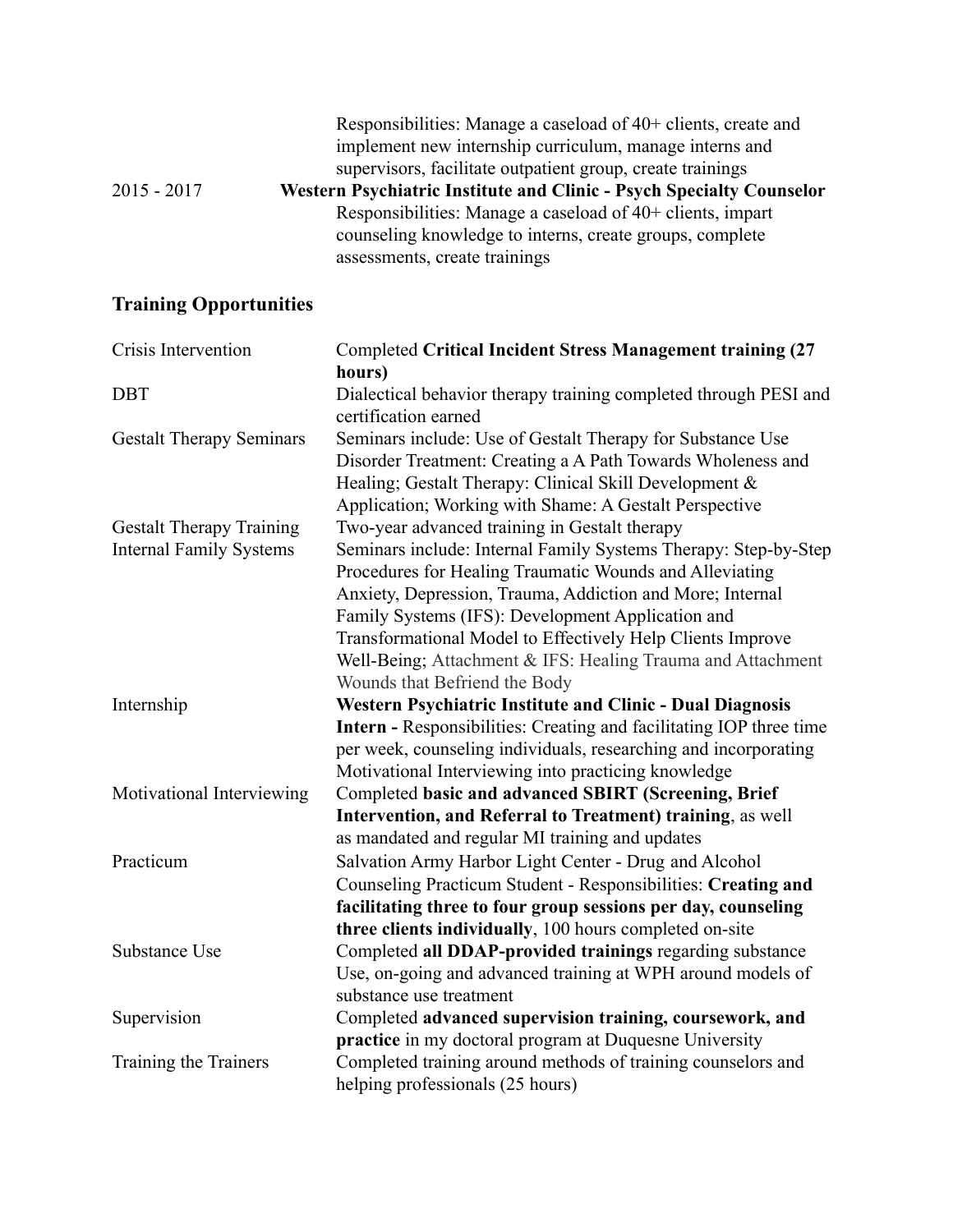Responsibilities: Manage a caseload of 40+ clients, create and implement new internship curriculum, manage interns and supervisors, facilitate outpatient group, create trainings

2015 - 2017 **Western Psychiatric Institute and Clinic - Psych Specialty Counselor**
Responsibilities: Manage a caseload of 40+ clients, impart counseling knowledge to interns, create groups, complete assessments, create trainings

## Training Opportunities

| | |
|---|---|
| Crisis Intervention | Completed **Critical Incident Stress Management training (27 hours)** |
| DBT | Dialectical behavior therapy training completed through PESI and certification earned |
| Gestalt Therapy Seminars | Seminars include: Use of Gestalt Therapy for Substance Use Disorder Treatment: Creating a A Path Towards Wholeness and Healing; Gestalt Therapy: Clinical Skill Development & Application; Working with Shame: A Gestalt Perspective |
| Gestalt Therapy Training | Two-year advanced training in Gestalt therapy |
| Internal Family Systems | Seminars include: Internal Family Systems Therapy: Step-by-Step Procedures for Healing Traumatic Wounds and Alleviating Anxiety, Depression, Trauma, Addiction and More; Internal Family Systems (IFS): Development Application and Transformational Model to Effectively Help Clients Improve Well-Being; Attachment & IFS: Healing Trauma and Attachment Wounds that Befriend the Body |
| Internship | **Western Psychiatric Institute and Clinic - Dual Diagnosis Intern -** Responsibilities: Creating and facilitating IOP three time per week, counseling individuals, researching and incorporating Motivational Interviewing into practicing knowledge |
| Motivational Interviewing | Completed **basic and advanced SBIRT (Screening, Brief Intervention, and Referral to Treatment) training**, as well as mandated and regular MI training and updates |
| Practicum | Salvation Army Harbor Light Center - Drug and Alcohol Counseling Practicum Student - Responsibilities: **Creating and facilitating three to four group sessions per day, counseling three clients individually**, 100 hours completed on-site |
| Substance Use | Completed **all DDAP-provided trainings** regarding substance Use, on-going and advanced training at WPH around models of substance use treatment |
| Supervision | Completed **advanced supervision training, coursework, and practice** in my doctoral program at Duquesne University |
| Training the Trainers | Completed training around methods of training counselors and helping professionals (25 hours) |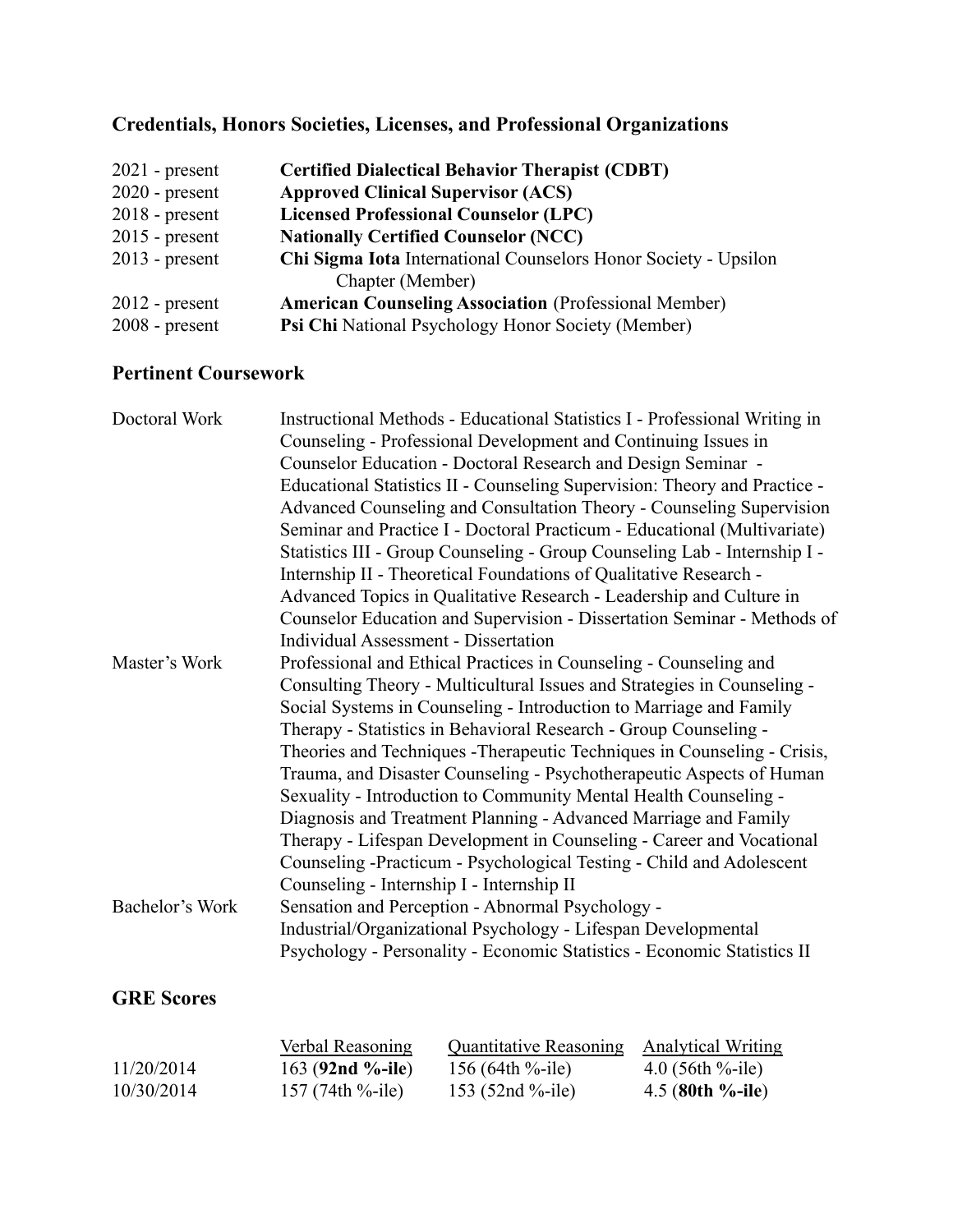## Credentials, Honors Societies, Licenses, and Professional Organizations

| | |
|---|---|
| 2021 - present | **Certified Dialectical Behavior Therapist (CDBT)** |
| 2020 - present | **Approved Clinical Supervisor (ACS)** |
| 2018 - present | **Licensed Professional Counselor (LPC)** |
| 2015 - present | **Nationally Certified Counselor (NCC)** |
| 2013 - present | **Chi Sigma Iota** International Counselors Honor Society - Upsilon Chapter (Member) |
| 2012 - present | **American Counseling Association** (Professional Member) |
| 2008 - present | **Psi Chi** National Psychology Honor Society (Member) |

## Pertinent Coursework

| | |
|---|---|
| Doctoral Work | Instructional Methods - Educational Statistics I - Professional Writing in Counseling - Professional Development and Continuing Issues in Counselor Education - Doctoral Research and Design Seminar - Educational Statistics II - Counseling Supervision: Theory and Practice - Advanced Counseling and Consultation Theory - Counseling Supervision Seminar and Practice I - Doctoral Practicum - Educational (Multivariate) Statistics III - Group Counseling - Group Counseling Lab - Internship I - Internship II - Theoretical Foundations of Qualitative Research - Advanced Topics in Qualitative Research - Leadership and Culture in Counselor Education and Supervision - Dissertation Seminar - Methods of Individual Assessment - Dissertation |
| Master's Work | Professional and Ethical Practices in Counseling - Counseling and Consulting Theory - Multicultural Issues and Strategies in Counseling - Social Systems in Counseling - Introduction to Marriage and Family Therapy - Statistics in Behavioral Research - Group Counseling - Theories and Techniques -Therapeutic Techniques in Counseling - Crisis, Trauma, and Disaster Counseling - Psychotherapeutic Aspects of Human Sexuality - Introduction to Community Mental Health Counseling - Diagnosis and Treatment Planning - Advanced Marriage and Family Therapy - Lifespan Development in Counseling - Career and Vocational Counseling -Practicum - Psychological Testing - Child and Adolescent Counseling - Internship I - Internship II |
| Bachelor's Work | Sensation and Perception - Abnormal Psychology - Industrial/Organizational Psychology - Lifespan Developmental Psychology - Personality - Economic Statistics - Economic Statistics II |

## GRE Scores

| | Verbal Reasoning | Quantitative Reasoning | Analytical Writing |
|---|---|---|---|
| 11/20/2014 | 163 (**92nd %-ile**) | 156 (64th %-ile) | 4.0 (56th %-ile) |
| 10/30/2014 | 157 (74th %-ile) | 153 (52nd %-ile) | 4.5 (**80th %-ile**) |